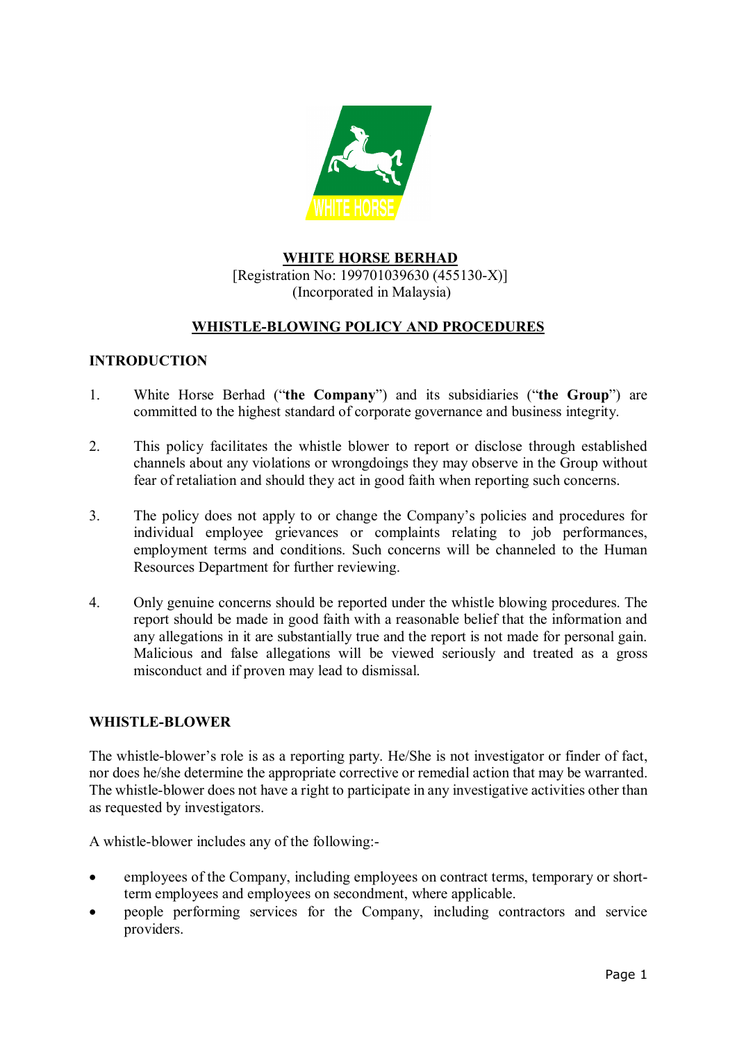# WHITE HORSE BERHAD

[Registration No: 199701039630 (455130-X)]
(Incorporated in Malaysia)

## WHISTLE-BLOWING POLICY AND PROCEDURES

### INTRODUCTION

1. White Horse Berhad ("**the Company**") and its subsidiaries ("**the Group**") are committed to the highest standard of corporate governance and business integrity.

2. This policy facilitates the whistle blower to report or disclose through established channels about any violations or wrongdoings they may observe in the Group without fear of retaliation and should they act in good faith when reporting such concerns.

3. The policy does not apply to or change the Company's policies and procedures for individual employee grievances or complaints relating to job performances, employment terms and conditions. Such concerns will be channeled to the Human Resources Department for further reviewing.

4. Only genuine concerns should be reported under the whistle blowing procedures. The report should be made in good faith with a reasonable belief that the information and any allegations in it are substantially true and the report is not made for personal gain. Malicious and false allegations will be viewed seriously and treated as a gross misconduct and if proven may lead to dismissal.

### WHISTLE-BLOWER

The whistle-blower's role is as a reporting party. He/She is not investigator or finder of fact, nor does he/she determine the appropriate corrective or remedial action that may be warranted. The whistle-blower does not have a right to participate in any investigative activities other than as requested by investigators.

A whistle-blower includes any of the following:-

- employees of the Company, including employees on contract terms, temporary or short-term employees and employees on secondment, where applicable.
- people performing services for the Company, including contractors and service providers.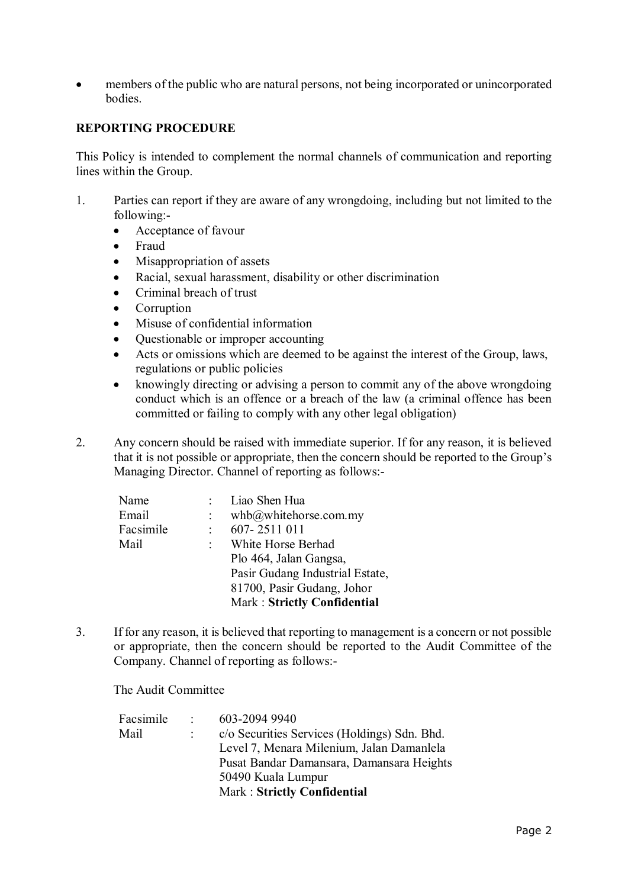- members of the public who are natural persons, not being incorporated or unincorporated bodies.

## REPORTING PROCEDURE

This Policy is intended to complement the normal channels of communication and reporting lines within the Group.

1. Parties can report if they are aware of any wrongdoing, including but not limited to the following:-
   - Acceptance of favour
   - Fraud
   - Misappropriation of assets
   - Racial, sexual harassment, disability or other discrimination
   - Criminal breach of trust
   - Corruption
   - Misuse of confidential information
   - Questionable or improper accounting
   - Acts or omissions which are deemed to be against the interest of the Group, laws, regulations or public policies
   - knowingly directing or advising a person to commit any of the above wrongdoing conduct which is an offence or a breach of the law (a criminal offence has been committed or failing to comply with any other legal obligation)

2. Any concern should be raised with immediate superior. If for any reason, it is believed that it is not possible or appropriate, then the concern should be reported to the Group's Managing Director. Channel of reporting as follows:-

   | | | |
   |---|---|---|
   | Name | : | Liao Shen Hua |
   | Email | : | whb@whitehorse.com.my |
   | Facsimile | : | 607- 2511 011 |
   | Mail | : | White Horse Berhad<br>Plo 464, Jalan Gangsa,<br>Pasir Gudang Industrial Estate,<br>81700, Pasir Gudang, Johor<br>Mark : **Strictly Confidential** |

3. If for any reason, it is believed that reporting to management is a concern or not possible or appropriate, then the concern should be reported to the Audit Committee of the Company. Channel of reporting as follows:-

   The Audit Committee

   | | | |
   |---|---|---|
   | Facsimile | : | 603-2094 9940 |
   | Mail | : | c/o Securities Services (Holdings) Sdn. Bhd.<br>Level 7, Menara Milenium, Jalan Damanlela<br>Pusat Bandar Damansara, Damansara Heights<br>50490 Kuala Lumpur<br>Mark : **Strictly Confidential** |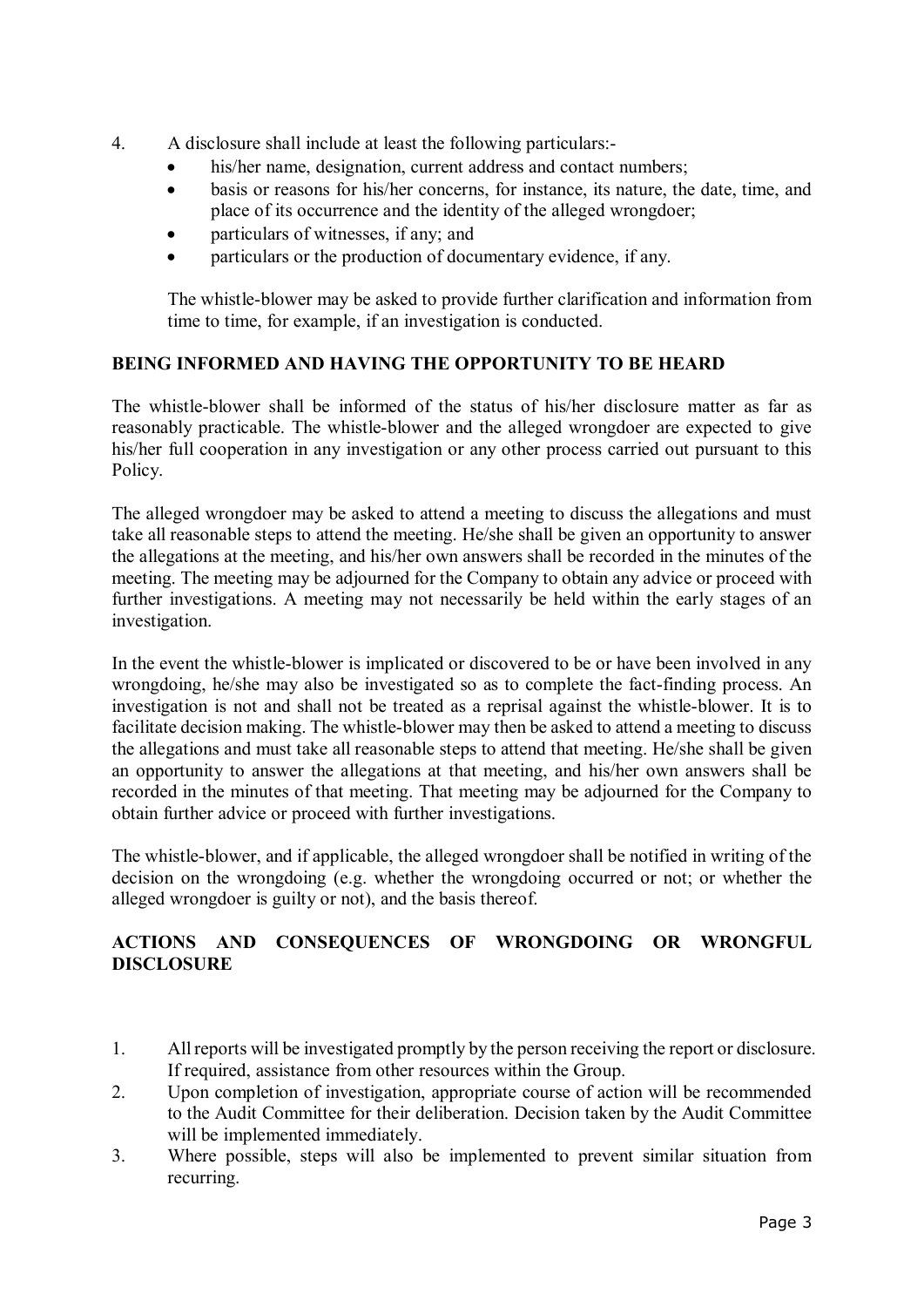4. A disclosure shall include at least the following particulars:-
   - his/her name, designation, current address and contact numbers;
   - basis or reasons for his/her concerns, for instance, its nature, the date, time, and place of its occurrence and the identity of the alleged wrongdoer;
   - particulars of witnesses, if any; and
   - particulars or the production of documentary evidence, if any.

   The whistle-blower may be asked to provide further clarification and information from time to time, for example, if an investigation is conducted.

## BEING INFORMED AND HAVING THE OPPORTUNITY TO BE HEARD

The whistle-blower shall be informed of the status of his/her disclosure matter as far as reasonably practicable. The whistle-blower and the alleged wrongdoer are expected to give his/her full cooperation in any investigation or any other process carried out pursuant to this Policy.

The alleged wrongdoer may be asked to attend a meeting to discuss the allegations and must take all reasonable steps to attend the meeting. He/she shall be given an opportunity to answer the allegations at the meeting, and his/her own answers shall be recorded in the minutes of the meeting. The meeting may be adjourned for the Company to obtain any advice or proceed with further investigations. A meeting may not necessarily be held within the early stages of an investigation.

In the event the whistle-blower is implicated or discovered to be or have been involved in any wrongdoing, he/she may also be investigated so as to complete the fact-finding process. An investigation is not and shall not be treated as a reprisal against the whistle-blower. It is to facilitate decision making. The whistle-blower may then be asked to attend a meeting to discuss the allegations and must take all reasonable steps to attend that meeting. He/she shall be given an opportunity to answer the allegations at that meeting, and his/her own answers shall be recorded in the minutes of that meeting. That meeting may be adjourned for the Company to obtain further advice or proceed with further investigations.

The whistle-blower, and if applicable, the alleged wrongdoer shall be notified in writing of the decision on the wrongdoing (e.g. whether the wrongdoing occurred or not; or whether the alleged wrongdoer is guilty or not), and the basis thereof.

## ACTIONS AND CONSEQUENCES OF WRONGDOING OR WRONGFUL DISCLOSURE

1. All reports will be investigated promptly by the person receiving the report or disclosure. If required, assistance from other resources within the Group.
2. Upon completion of investigation, appropriate course of action will be recommended to the Audit Committee for their deliberation. Decision taken by the Audit Committee will be implemented immediately.
3. Where possible, steps will also be implemented to prevent similar situation from recurring.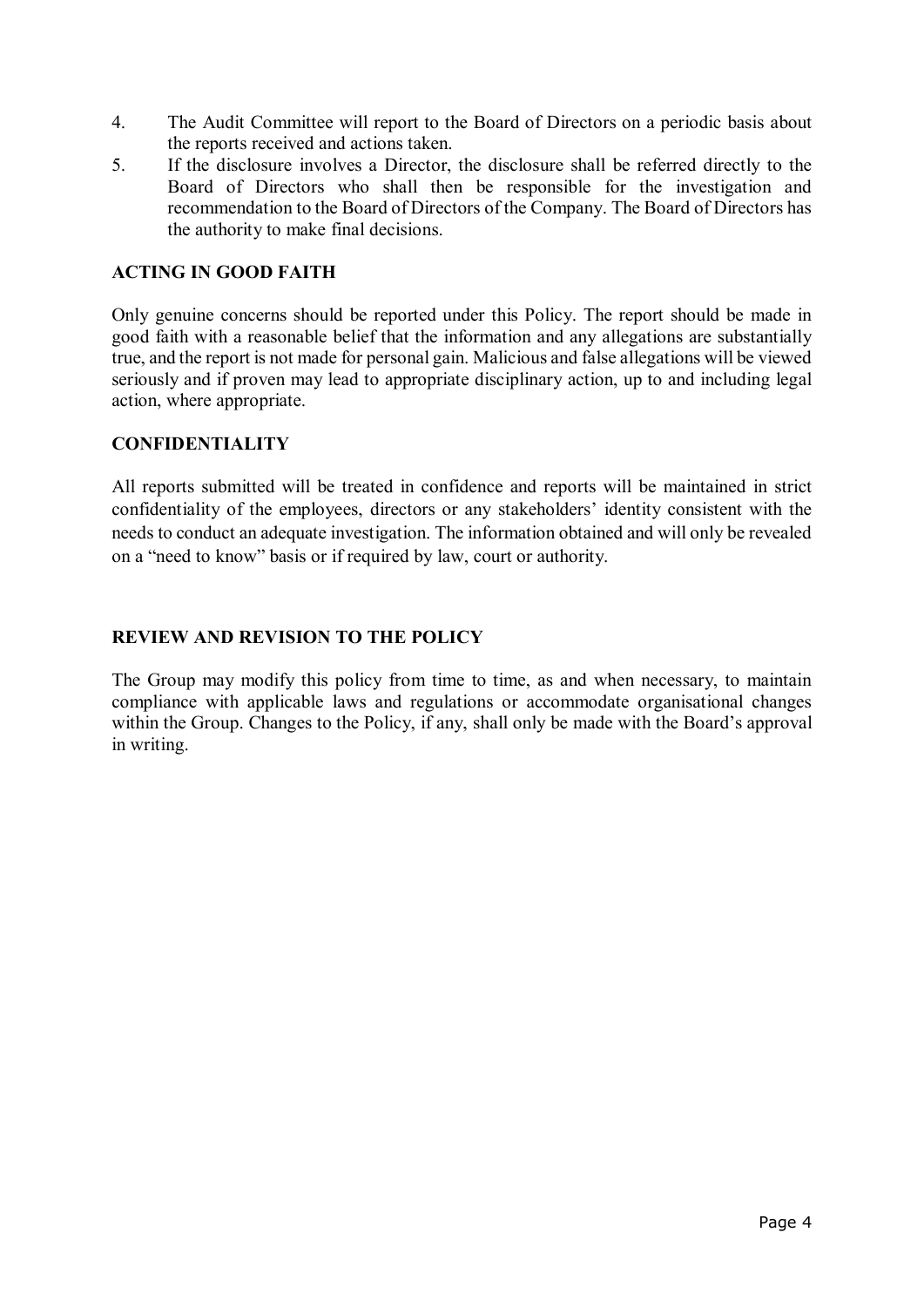4. The Audit Committee will report to the Board of Directors on a periodic basis about the reports received and actions taken.
5. If the disclosure involves a Director, the disclosure shall be referred directly to the Board of Directors who shall then be responsible for the investigation and recommendation to the Board of Directors of the Company. The Board of Directors has the authority to make final decisions.

## ACTING IN GOOD FAITH

Only genuine concerns should be reported under this Policy. The report should be made in good faith with a reasonable belief that the information and any allegations are substantially true, and the report is not made for personal gain. Malicious and false allegations will be viewed seriously and if proven may lead to appropriate disciplinary action, up to and including legal action, where appropriate.

## CONFIDENTIALITY

All reports submitted will be treated in confidence and reports will be maintained in strict confidentiality of the employees, directors or any stakeholders' identity consistent with the needs to conduct an adequate investigation. The information obtained and will only be revealed on a "need to know" basis or if required by law, court or authority.

## REVIEW AND REVISION TO THE POLICY

The Group may modify this policy from time to time, as and when necessary, to maintain compliance with applicable laws and regulations or accommodate organisational changes within the Group. Changes to the Policy, if any, shall only be made with the Board's approval in writing.